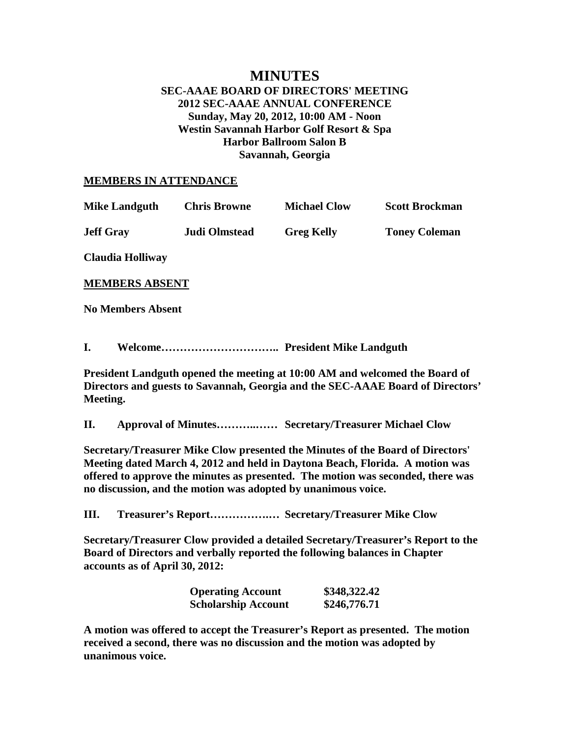# MINUTES

**SEC-AAAE BOARD OF DIRECTORS' MEETING**
**2012 SEC-AAAE ANNUAL CONFERENCE**
**Sunday, May 20, 2012, 10:00 AM - Noon**
**Westin Savannah Harbor Golf Resort & Spa**
**Harbor Ballroom Salon B**
**Savannah, Georgia**

**MEMBERS IN ATTENDANCE**

| | | | |
|---|---|---|---|
| **Mike Landguth** | **Chris Browne** | **Michael Clow** | **Scott Brockman** |
| **Jeff Gray** | **Judi Olmstead** | **Greg Kelly** | **Toney Coleman** |
| **Claudia Holliway** | | | |

**MEMBERS ABSENT**

**No Members Absent**

**I. Welcome………………………….. President Mike Landguth**

**President Landguth opened the meeting at 10:00 AM and welcomed the Board of Directors and guests to Savannah, Georgia and the SEC-AAAE Board of Directors' Meeting.**

**II. Approval of Minutes………..…… Secretary/Treasurer Michael Clow**

**Secretary/Treasurer Mike Clow presented the Minutes of the Board of Directors' Meeting dated March 4, 2012 and held in Daytona Beach, Florida. A motion was offered to approve the minutes as presented. The motion was seconded, there was no discussion, and the motion was adopted by unanimous voice.**

**III. Treasurer's Report…………….… Secretary/Treasurer Mike Clow**

**Secretary/Treasurer Clow provided a detailed Secretary/Treasurer's Report to the Board of Directors and verbally reported the following balances in Chapter accounts as of April 30, 2012:**

| | |
|---|---|
| **Operating Account** | **$348,322.42** |
| **Scholarship Account** | **$246,776.71** |

**A motion was offered to accept the Treasurer's Report as presented. The motion received a second, there was no discussion and the motion was adopted by unanimous voice.**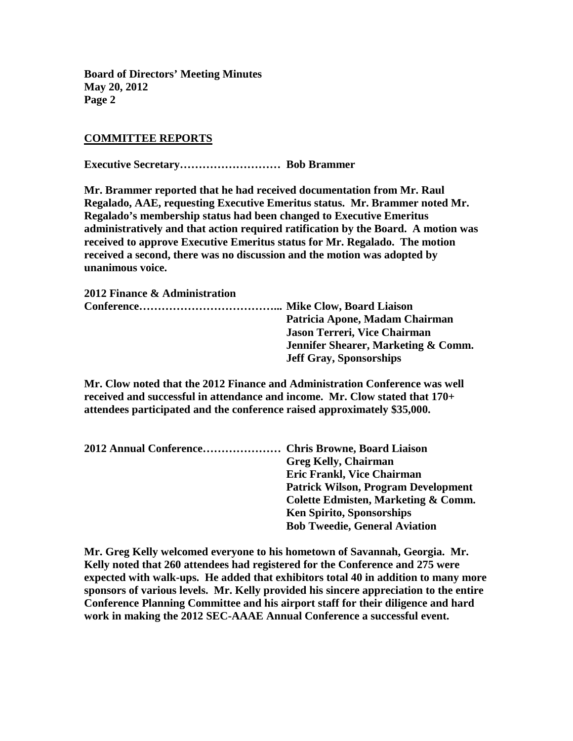## COMMITTEE REPORTS

**Executive Secretary……………………… Bob Brammer**

**Mr. Brammer reported that he had received documentation from Mr. Raul Regalado, AAE, requesting Executive Emeritus status. Mr. Brammer noted Mr. Regalado's membership status had been changed to Executive Emeritus administratively and that action required ratification by the Board. A motion was received to approve Executive Emeritus status for Mr. Regalado. The motion received a second, there was no discussion and the motion was adopted by unanimous voice.**

**2012 Finance & Administration Conference……………………………….. Mike Clow, Board Liaison**
**Patricia Apone, Madam Chairman**
**Jason Terreri, Vice Chairman**
**Jennifer Shearer, Marketing & Comm.**
**Jeff Gray, Sponsorships**

**Mr. Clow noted that the 2012 Finance and Administration Conference was well received and successful in attendance and income. Mr. Clow stated that 170+ attendees participated and the conference raised approximately $35,000.**

**2012 Annual Conference………………… Chris Browne, Board Liaison**
**Greg Kelly, Chairman**
**Eric Frankl, Vice Chairman**
**Patrick Wilson, Program Development**
**Colette Edmisten, Marketing & Comm.**
**Ken Spirito, Sponsorships**
**Bob Tweedie, General Aviation**

**Mr. Greg Kelly welcomed everyone to his hometown of Savannah, Georgia. Mr. Kelly noted that 260 attendees had registered for the Conference and 275 were expected with walk-ups. He added that exhibitors total 40 in addition to many more sponsors of various levels. Mr. Kelly provided his sincere appreciation to the entire Conference Planning Committee and his airport staff for their diligence and hard work in making the 2012 SEC-AAAE Annual Conference a successful event.**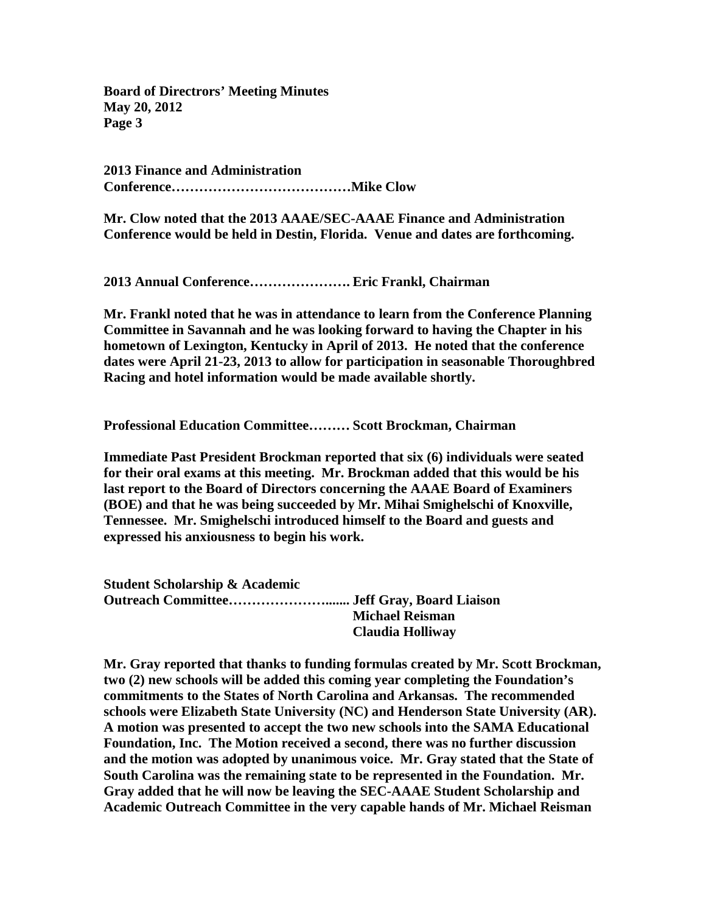**2013 Finance and Administration Conference…………………………………Mike Clow**

**Mr. Clow noted that the 2013 AAAE/SEC-AAAE Finance and Administration Conference would be held in Destin, Florida. Venue and dates are forthcoming.**

**2013 Annual Conference…………………. Eric Frankl, Chairman**

**Mr. Frankl noted that he was in attendance to learn from the Conference Planning Committee in Savannah and he was looking forward to having the Chapter in his hometown of Lexington, Kentucky in April of 2013. He noted that the conference dates were April 21-23, 2013 to allow for participation in seasonable Thoroughbred Racing and hotel information would be made available shortly.**

**Professional Education Committee……… Scott Brockman, Chairman**

**Immediate Past President Brockman reported that six (6) individuals were seated for their oral exams at this meeting. Mr. Brockman added that this would be his last report to the Board of Directors concerning the AAAE Board of Examiners (BOE) and that he was being succeeded by Mr. Mihai Smighelschi of Knoxville, Tennessee. Mr. Smighelschi introduced himself to the Board and guests and expressed his anxiousness to begin his work.**

**Student Scholarship & Academic Outreach Committee…………………....... Jeff Gray, Board Liaison**
**Michael Reisman**
**Claudia Holliway**

**Mr. Gray reported that thanks to funding formulas created by Mr. Scott Brockman, two (2) new schools will be added this coming year completing the Foundation's commitments to the States of North Carolina and Arkansas. The recommended schools were Elizabeth State University (NC) and Henderson State University (AR). A motion was presented to accept the two new schools into the SAMA Educational Foundation, Inc. The Motion received a second, there was no further discussion and the motion was adopted by unanimous voice. Mr. Gray stated that the State of South Carolina was the remaining state to be represented in the Foundation. Mr. Gray added that he will now be leaving the SEC-AAAE Student Scholarship and Academic Outreach Committee in the very capable hands of Mr. Michael Reisman**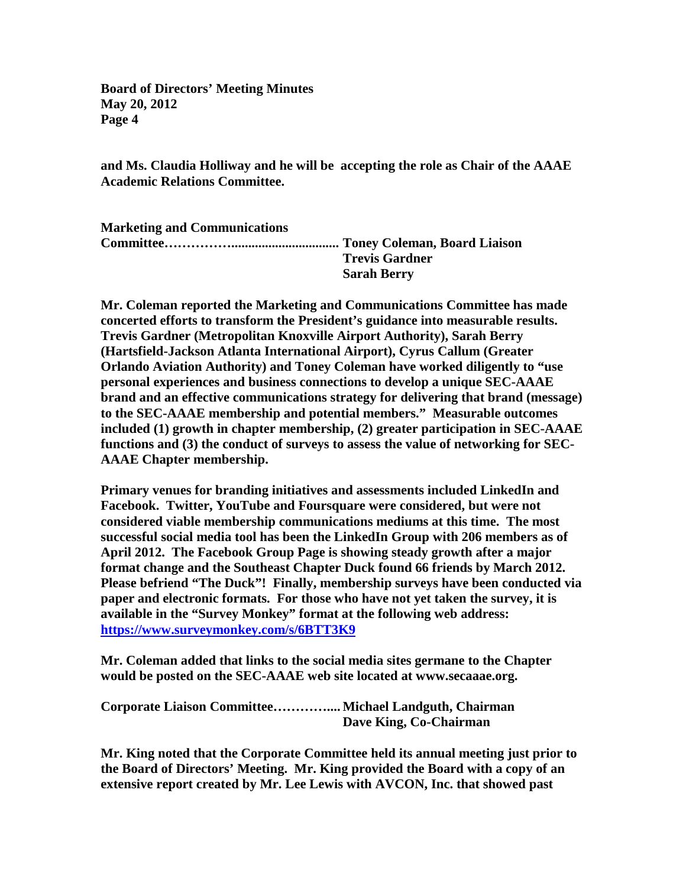and Ms. Claudia Holliway and he will be accepting the role as Chair of the AAAE Academic Relations Committee.

**Marketing and Communications Committee……………................................ Toney Coleman, Board Liaison**
**Trevis Gardner**
**Sarah Berry**

Mr. Coleman reported the Marketing and Communications Committee has made concerted efforts to transform the President's guidance into measurable results. Trevis Gardner (Metropolitan Knoxville Airport Authority), Sarah Berry (Hartsfield-Jackson Atlanta International Airport), Cyrus Callum (Greater Orlando Aviation Authority) and Toney Coleman have worked diligently to "use personal experiences and business connections to develop a unique SEC-AAAE brand and an effective communications strategy for delivering that brand (message) to the SEC-AAAE membership and potential members." Measurable outcomes included (1) growth in chapter membership, (2) greater participation in SEC-AAAE functions and (3) the conduct of surveys to assess the value of networking for SEC-AAAE Chapter membership.

Primary venues for branding initiatives and assessments included LinkedIn and Facebook. Twitter, YouTube and Foursquare were considered, but were not considered viable membership communications mediums at this time. The most successful social media tool has been the LinkedIn Group with 206 members as of April 2012. The Facebook Group Page is showing steady growth after a major format change and the Southeast Chapter Duck found 66 friends by March 2012. Please befriend "The Duck"! Finally, membership surveys have been conducted via paper and electronic formats. For those who have not yet taken the survey, it is available in the "Survey Monkey" format at the following web address: [https://www.surveymonkey.com/s/6BTT3K9](https://www.surveymonkey.com/s/6BTT3K9)

Mr. Coleman added that links to the social media sites germane to the Chapter would be posted on the SEC-AAAE web site located at www.secaaae.org.

**Corporate Liaison Committee…………..... Michael Landguth, Chairman**
**Dave King, Co-Chairman**

Mr. King noted that the Corporate Committee held its annual meeting just prior to the Board of Directors' Meeting. Mr. King provided the Board with a copy of an extensive report created by Mr. Lee Lewis with AVCON, Inc. that showed past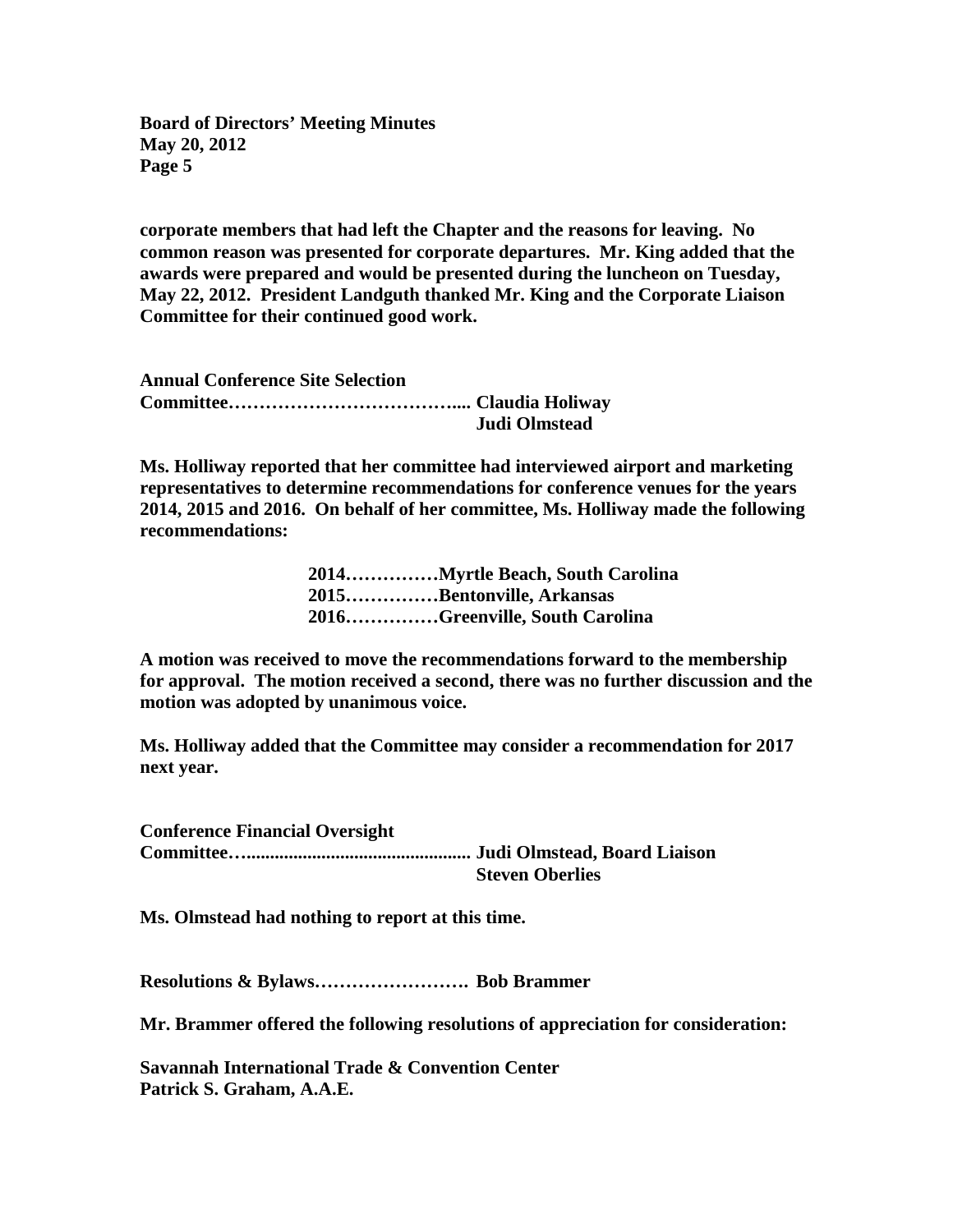**corporate members that had left the Chapter and the reasons for leaving. No common reason was presented for corporate departures. Mr. King added that the awards were prepared and would be presented during the luncheon on Tuesday, May 22, 2012. President Landguth thanked Mr. King and the Corporate Liaison Committee for their continued good work.**

**Annual Conference Site Selection**
**Committee……………………………….... Claudia Holiway**
**Judi Olmstead**

**Ms. Holliway reported that her committee had interviewed airport and marketing representatives to determine recommendations for conference venues for the years 2014, 2015 and 2016. On behalf of her committee, Ms. Holliway made the following recommendations:**

**2014……………Myrtle Beach, South Carolina**
**2015……………Bentonville, Arkansas**
**2016……………Greenville, South Carolina**

**A motion was received to move the recommendations forward to the membership for approval. The motion received a second, there was no further discussion and the motion was adopted by unanimous voice.**

**Ms. Holliway added that the Committee may consider a recommendation for 2017 next year.**

**Conference Financial Oversight**
**Committee…............................................... Judi Olmstead, Board Liaison**
**Steven Oberlies**

**Ms. Olmstead had nothing to report at this time.**

**Resolutions & Bylaws……………………. Bob Brammer**

**Mr. Brammer offered the following resolutions of appreciation for consideration:**

**Savannah International Trade & Convention Center**
**Patrick S. Graham, A.A.E.**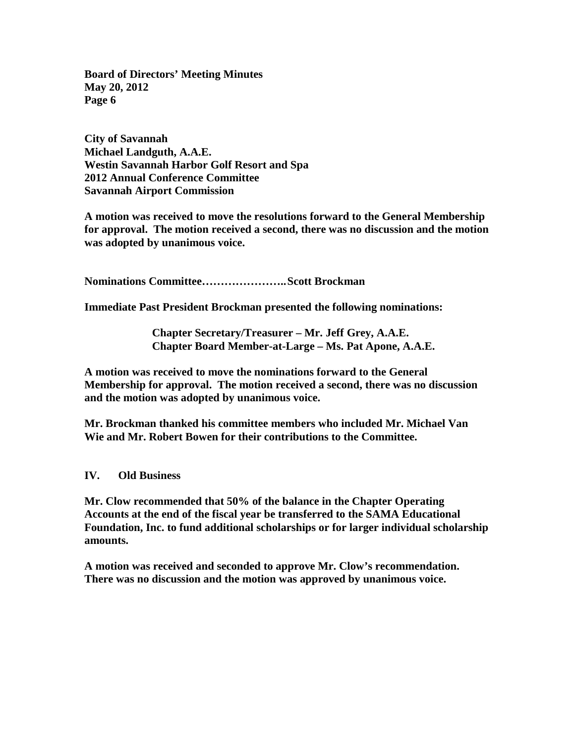**City of Savannah**
**Michael Landguth, A.A.E.**
**Westin Savannah Harbor Golf Resort and Spa**
**2012 Annual Conference Committee**
**Savannah Airport Commission**

**A motion was received to move the resolutions forward to the General Membership for approval. The motion received a second, there was no discussion and the motion was adopted by unanimous voice.**

**Nominations Committee…………………..Scott Brockman**

**Immediate Past President Brockman presented the following nominations:**

> **Chapter Secretary/Treasurer – Mr. Jeff Grey, A.A.E.**
> **Chapter Board Member-at-Large – Ms. Pat Apone, A.A.E.**

**A motion was received to move the nominations forward to the General Membership for approval. The motion received a second, there was no discussion and the motion was adopted by unanimous voice.**

**Mr. Brockman thanked his committee members who included Mr. Michael Van Wie and Mr. Robert Bowen for their contributions to the Committee.**

## IV. Old Business

**Mr. Clow recommended that 50% of the balance in the Chapter Operating Accounts at the end of the fiscal year be transferred to the SAMA Educational Foundation, Inc. to fund additional scholarships or for larger individual scholarship amounts.**

**A motion was received and seconded to approve Mr. Clow's recommendation. There was no discussion and the motion was approved by unanimous voice.**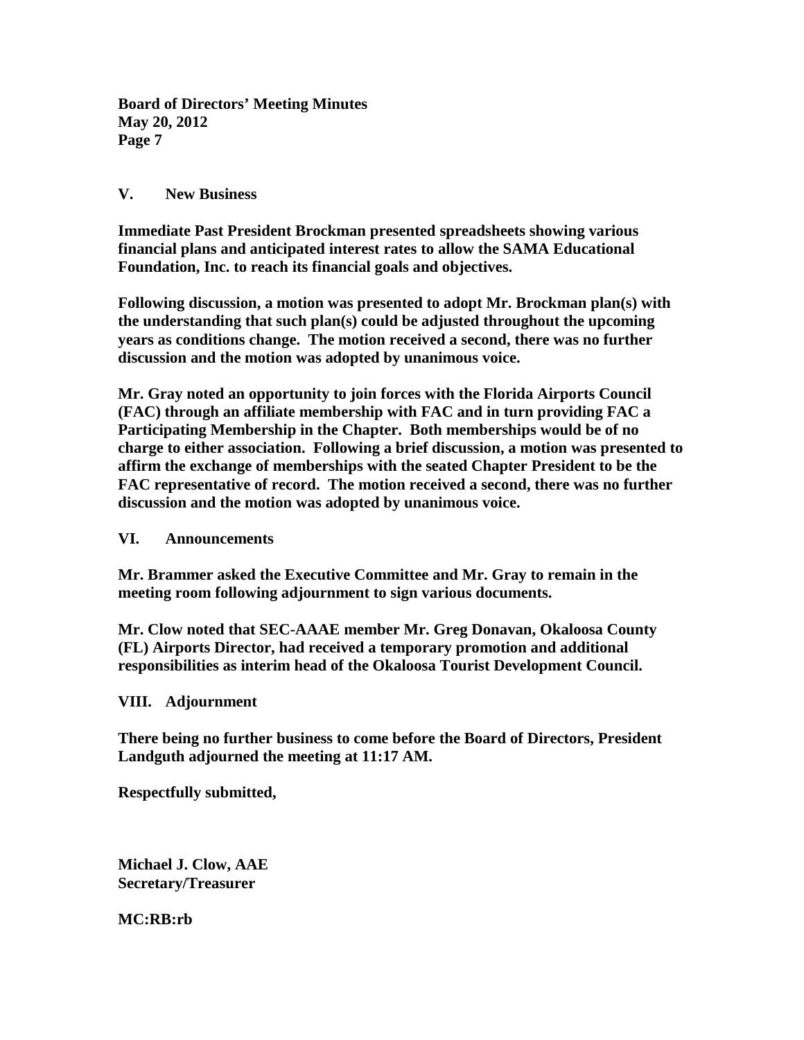## V. New Business

**Immediate Past President Brockman presented spreadsheets showing various financial plans and anticipated interest rates to allow the SAMA Educational Foundation, Inc. to reach its financial goals and objectives.**

**Following discussion, a motion was presented to adopt Mr. Brockman plan(s) with the understanding that such plan(s) could be adjusted throughout the upcoming years as conditions change. The motion received a second, there was no further discussion and the motion was adopted by unanimous voice.**

**Mr. Gray noted an opportunity to join forces with the Florida Airports Council (FAC) through an affiliate membership with FAC and in turn providing FAC a Participating Membership in the Chapter. Both memberships would be of no charge to either association. Following a brief discussion, a motion was presented to affirm the exchange of memberships with the seated Chapter President to be the FAC representative of record. The motion received a second, there was no further discussion and the motion was adopted by unanimous voice.**

## VI. Announcements

**Mr. Brammer asked the Executive Committee and Mr. Gray to remain in the meeting room following adjournment to sign various documents.**

**Mr. Clow noted that SEC-AAAE member Mr. Greg Donavan, Okaloosa County (FL) Airports Director, had received a temporary promotion and additional responsibilities as interim head of the Okaloosa Tourist Development Council.**

## VIII. Adjournment

**There being no further business to come before the Board of Directors, President Landguth adjourned the meeting at 11:17 AM.**

**Respectfully submitted,**

**Michael J. Clow, AAE**
**Secretary/Treasurer**

**MC:RB:rb**